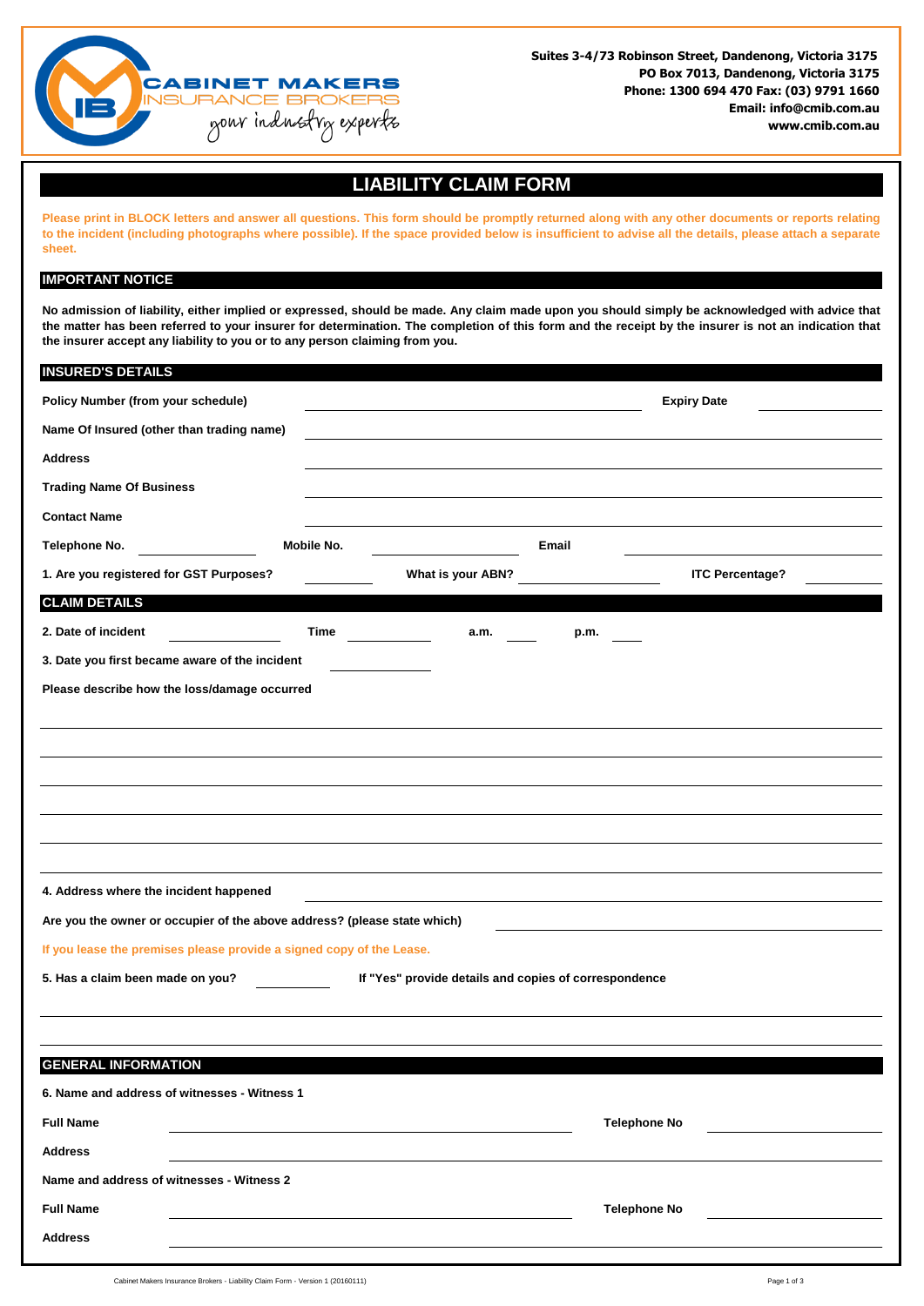CABINET MAKERS INSURANCE BROKERS
your industry experts

**Suites 3-4/73 Robinson Street, Dandenong, Victoria 3175**
**PO Box 7013, Dandenong, Victoria 3175**
**Phone: 1300 694 470 Fax: (03) 9791 1660**
**Email: info@cmib.com.au**
**www.cmib.com.au**

# LIABILITY CLAIM FORM

**Please print in BLOCK letters and answer all questions. This form should be promptly returned along with any other documents or reports relating to the incident (including photographs where possible). If the space provided below is insufficient to advise all the details, please attach a separate sheet.**

## IMPORTANT NOTICE

**No admission of liability, either implied or expressed, should be made. Any claim made upon you should simply be acknowledged with advice that the matter has been referred to your insurer for determination. The completion of this form and the receipt by the insurer is not an indication that the insurer accept any liability to you or to any person claiming from you.**

## INSURED'S DETAILS

**Policy Number (from your schedule)** ______________________ **Expiry Date** ____________

**Name Of Insured (other than trading name)** ______________________

**Address** ______________________

**Trading Name Of Business** ______________________

**Contact Name** ______________________

**Telephone No.** ____________ **Mobile No.** ____________ **Email** ____________

**1. Are you registered for GST Purposes?** ________ **What is your ABN?** ____________ **ITC Percentage?** ________

## CLAIM DETAILS

**2. Date of incident** ____________ **Time** ________ **a.m.** ____ **p.m.** ____

**3. Date you first became aware of the incident** ____________

**Please describe how the loss/damage occurred**

______________________

______________________

______________________

______________________

______________________

______________________

**4. Address where the incident happened** ______________________

**Are you the owner or occupier of the above address? (please state which)** ______________________

**If you lease the premises please provide a signed copy of the Lease.**

**5. Has a claim been made on you?** ________ **If "Yes" provide details and copies of correspondence**

______________________

______________________

## GENERAL INFORMATION

**6. Name and address of witnesses - Witness 1**

**Full Name** ______________________ **Telephone No** ____________

**Address** ______________________

**Name and address of witnesses - Witness 2**

**Full Name** ______________________ **Telephone No** ____________

**Address** ______________________

Cabinet Makers Insurance Brokers - Liability Claim Form - Version 1 (20160111)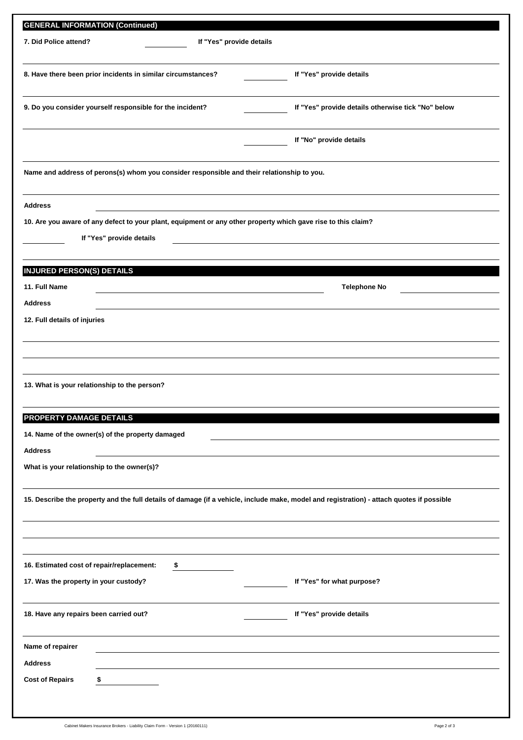## GENERAL INFORMATION (Continued)

**7. Did Police attend?** ________ **If "Yes" provide details**

**8. Have there been prior incidents in similar circumstances?** ________ **If "Yes" provide details**

**9. Do you consider yourself responsible for the incident?** ________ **If "Yes" provide details otherwise tick "No" below**

________ **If "No" provide details**

**Name and address of perons(s) whom you consider responsible and their relationship to you.**

**Address** ________

**10. Are you aware of any defect to your plant, equipment or any other property which gave rise to this claim?**

________ **If "Yes" provide details** ________

## INJURED PERSON(S) DETAILS

**11. Full Name** ________ **Telephone No** ________

**Address** ________

**12. Full details of injuries**

**13. What is your relationship to the person?**

## PROPERTY DAMAGE DETAILS

**14. Name of the owner(s) of the property damaged** ________

**Address** ________

**What is your relationship to the owner(s)?**

**15. Describe the property and the full details of damage (if a vehicle, include make, model and registration) - attach quotes if possible**

**16. Estimated cost of repair/replacement:** **$** ________

**17. Was the property in your custody?** ________ **If "Yes" for what purpose?**

**18. Have any repairs been carried out?** ________ **If "Yes" provide details**

**Name of repairer** ________

**Address** ________

**Cost of Repairs** **$** ________

Cabinet Makers Insurance Brokers - Liability Claim Form - Version 1 (20160111)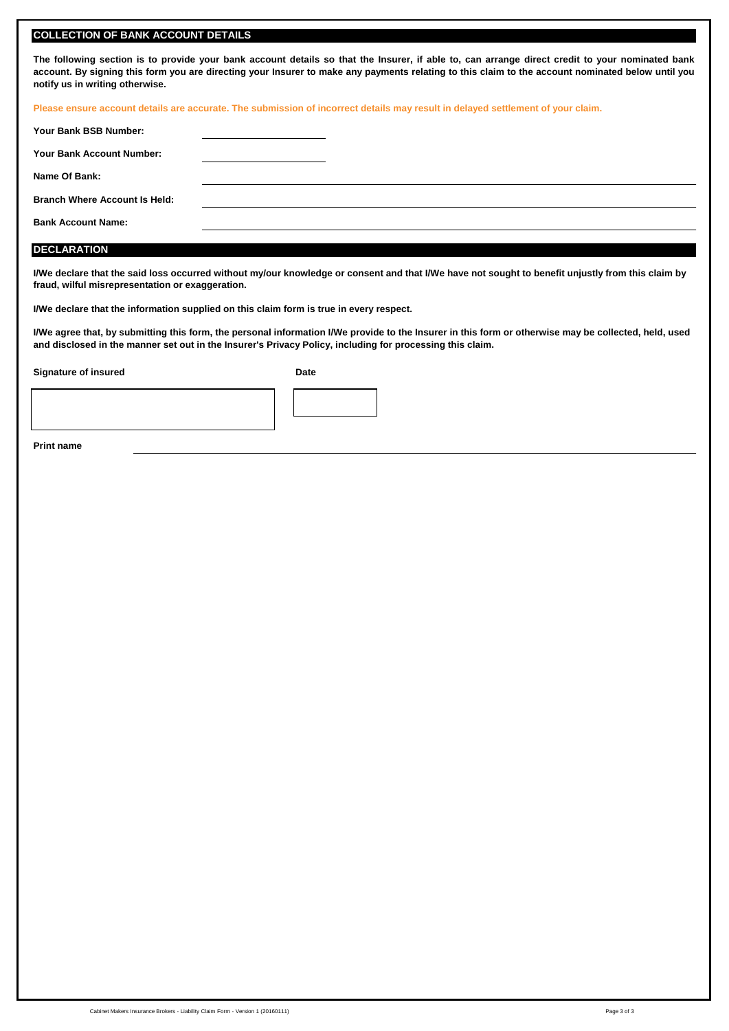## COLLECTION OF BANK ACCOUNT DETAILS

**The following section is to provide your bank account details so that the Insurer, if able to, can arrange direct credit to your nominated bank account. By signing this form you are directing your Insurer to make any payments relating to this claim to the account nominated below until you notify us in writing otherwise.**

**Please ensure account details are accurate. The submission of incorrect details may result in delayed settlement of your claim.**

**Your Bank BSB Number:** ____________________

**Your Bank Account Number:** ____________________

**Name Of Bank:** ____________________

**Branch Where Account Is Held:** ____________________

**Bank Account Name:** ____________________

## DECLARATION

**I/We declare that the said loss occurred without my/our knowledge or consent and that I/We have not sought to benefit unjustly from this claim by fraud, wilful misrepresentation or exaggeration.**

**I/We declare that the information supplied on this claim form is true in every respect.**

**I/We agree that, by submitting this form, the personal information I/We provide to the Insurer in this form or otherwise may be collected, held, used and disclosed in the manner set out in the Insurer's Privacy Policy, including for processing this claim.**

**Signature of insured** ____________________ **Date** ____________________

**Print name** ____________________